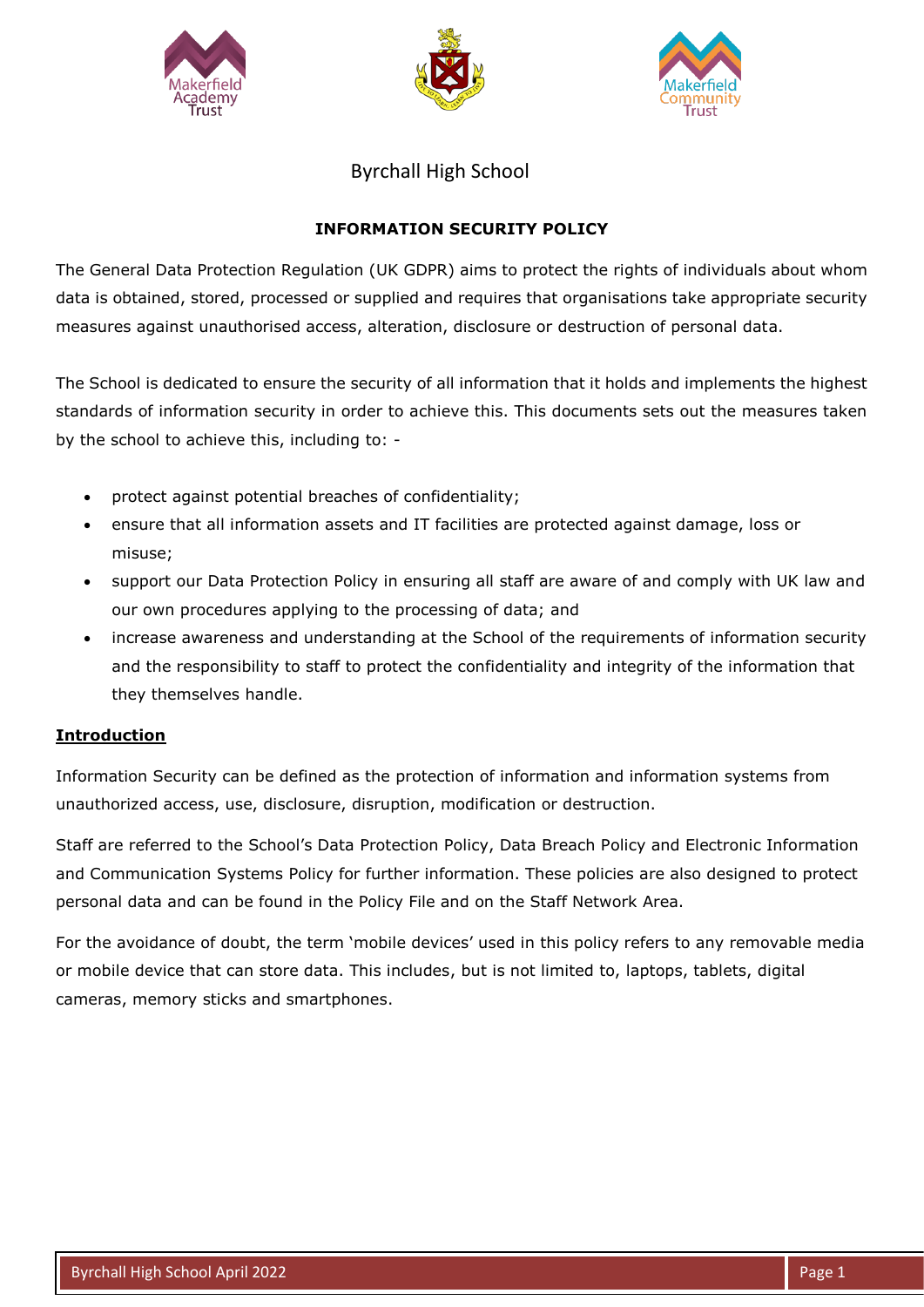Byrchall High School

## INFORMATION SECURITY POLICY

The General Data Protection Regulation (UK GDPR) aims to protect the rights of individuals about whom data is obtained, stored, processed or supplied and requires that organisations take appropriate security measures against unauthorised access, alteration, disclosure or destruction of personal data.

The School is dedicated to ensure the security of all information that it holds and implements the highest standards of information security in order to achieve this. This documents sets out the measures taken by the school to achieve this, including to: -

- protect against potential breaches of confidentiality;
- ensure that all information assets and IT facilities are protected against damage, loss or misuse;
- support our Data Protection Policy in ensuring all staff are aware of and comply with UK law and our own procedures applying to the processing of data; and
- increase awareness and understanding at the School of the requirements of information security and the responsibility to staff to protect the confidentiality and integrity of the information that they themselves handle.

### Introduction

Information Security can be defined as the protection of information and information systems from unauthorized access, use, disclosure, disruption, modification or destruction.

Staff are referred to the School's Data Protection Policy, Data Breach Policy and Electronic Information and Communication Systems Policy for further information. These policies are also designed to protect personal data and can be found in the Policy File and on the Staff Network Area.

For the avoidance of doubt, the term 'mobile devices' used in this policy refers to any removable media or mobile device that can store data. This includes, but is not limited to, laptops, tablets, digital cameras, memory sticks and smartphones.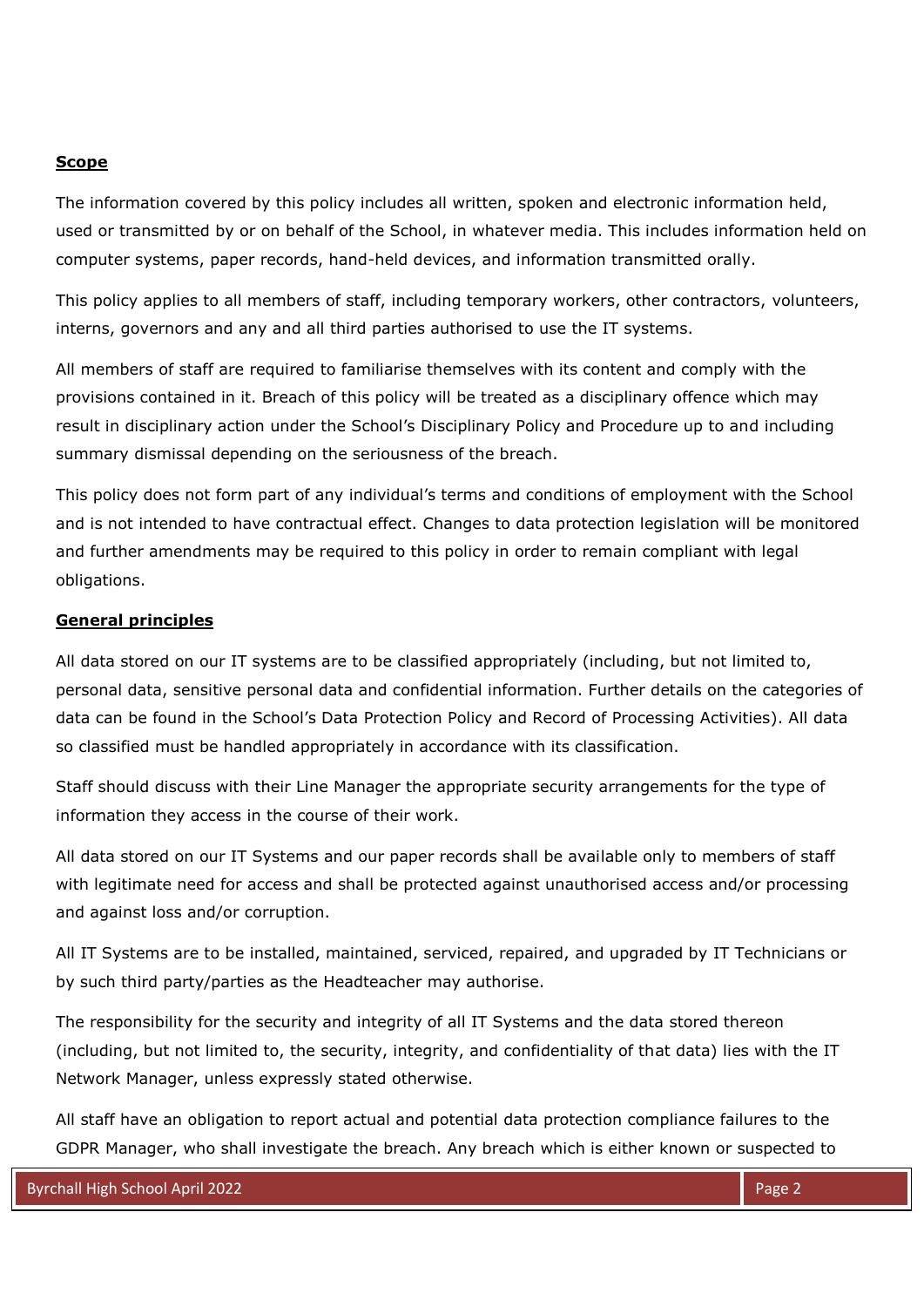**Scope**

The information covered by this policy includes all written, spoken and electronic information held, used or transmitted by or on behalf of the School, in whatever media. This includes information held on computer systems, paper records, hand-held devices, and information transmitted orally.

This policy applies to all members of staff, including temporary workers, other contractors, volunteers, interns, governors and any and all third parties authorised to use the IT systems.

All members of staff are required to familiarise themselves with its content and comply with the provisions contained in it. Breach of this policy will be treated as a disciplinary offence which may result in disciplinary action under the School's Disciplinary Policy and Procedure up to and including summary dismissal depending on the seriousness of the breach.

This policy does not form part of any individual's terms and conditions of employment with the School and is not intended to have contractual effect. Changes to data protection legislation will be monitored and further amendments may be required to this policy in order to remain compliant with legal obligations.

**General principles**

All data stored on our IT systems are to be classified appropriately (including, but not limited to, personal data, sensitive personal data and confidential information. Further details on the categories of data can be found in the School's Data Protection Policy and Record of Processing Activities). All data so classified must be handled appropriately in accordance with its classification.

Staff should discuss with their Line Manager the appropriate security arrangements for the type of information they access in the course of their work.

All data stored on our IT Systems and our paper records shall be available only to members of staff with legitimate need for access and shall be protected against unauthorised access and/or processing and against loss and/or corruption.

All IT Systems are to be installed, maintained, serviced, repaired, and upgraded by IT Technicians or by such third party/parties as the Headteacher may authorise.

The responsibility for the security and integrity of all IT Systems and the data stored thereon (including, but not limited to, the security, integrity, and confidentiality of that data) lies with the IT Network Manager, unless expressly stated otherwise.

All staff have an obligation to report actual and potential data protection compliance failures to the GDPR Manager, who shall investigate the breach. Any breach which is either known or suspected to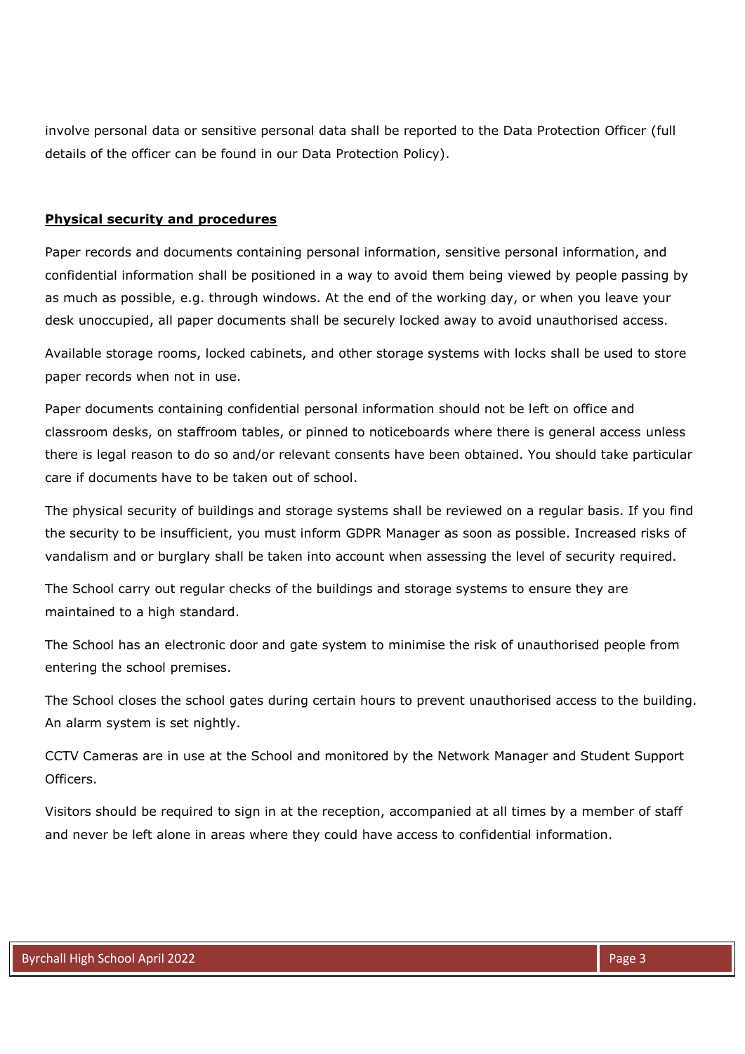involve personal data or sensitive personal data shall be reported to the Data Protection Officer (full details of the officer can be found in our Data Protection Policy).

## **Physical security and procedures**

Paper records and documents containing personal information, sensitive personal information, and confidential information shall be positioned in a way to avoid them being viewed by people passing by as much as possible, e.g. through windows. At the end of the working day, or when you leave your desk unoccupied, all paper documents shall be securely locked away to avoid unauthorised access.

Available storage rooms, locked cabinets, and other storage systems with locks shall be used to store paper records when not in use.

Paper documents containing confidential personal information should not be left on office and classroom desks, on staffroom tables, or pinned to noticeboards where there is general access unless there is legal reason to do so and/or relevant consents have been obtained. You should take particular care if documents have to be taken out of school.

The physical security of buildings and storage systems shall be reviewed on a regular basis. If you find the security to be insufficient, you must inform GDPR Manager as soon as possible. Increased risks of vandalism and or burglary shall be taken into account when assessing the level of security required.

The School carry out regular checks of the buildings and storage systems to ensure they are maintained to a high standard.

The School has an electronic door and gate system to minimise the risk of unauthorised people from entering the school premises.

The School closes the school gates during certain hours to prevent unauthorised access to the building. An alarm system is set nightly.

CCTV Cameras are in use at the School and monitored by the Network Manager and Student Support Officers.

Visitors should be required to sign in at the reception, accompanied at all times by a member of staff and never be left alone in areas where they could have access to confidential information.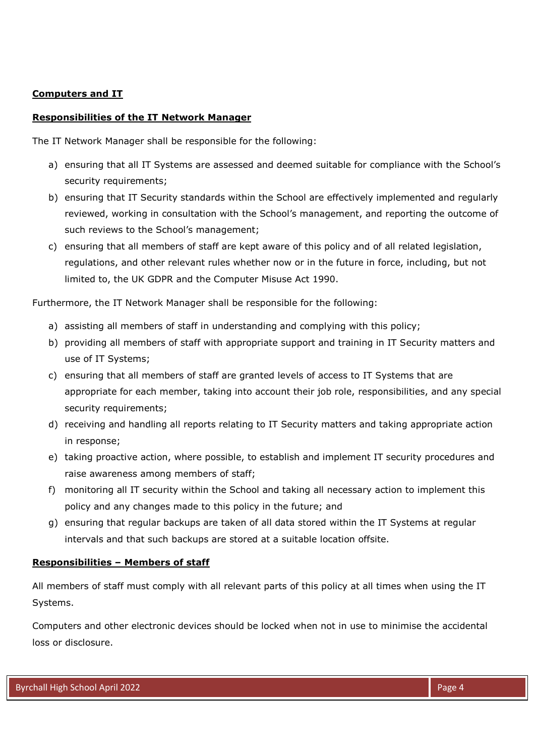**Computers and IT**

**Responsibilities of the IT Network Manager**

The IT Network Manager shall be responsible for the following:

a) ensuring that all IT Systems are assessed and deemed suitable for compliance with the School's security requirements;
b) ensuring that IT Security standards within the School are effectively implemented and regularly reviewed, working in consultation with the School's management, and reporting the outcome of such reviews to the School's management;
c) ensuring that all members of staff are kept aware of this policy and of all related legislation, regulations, and other relevant rules whether now or in the future in force, including, but not limited to, the UK GDPR and the Computer Misuse Act 1990.

Furthermore, the IT Network Manager shall be responsible for the following:

a) assisting all members of staff in understanding and complying with this policy;
b) providing all members of staff with appropriate support and training in IT Security matters and use of IT Systems;
c) ensuring that all members of staff are granted levels of access to IT Systems that are appropriate for each member, taking into account their job role, responsibilities, and any special security requirements;
d) receiving and handling all reports relating to IT Security matters and taking appropriate action in response;
e) taking proactive action, where possible, to establish and implement IT security procedures and raise awareness among members of staff;
f) monitoring all IT security within the School and taking all necessary action to implement this policy and any changes made to this policy in the future; and
g) ensuring that regular backups are taken of all data stored within the IT Systems at regular intervals and that such backups are stored at a suitable location offsite.

**Responsibilities – Members of staff**

All members of staff must comply with all relevant parts of this policy at all times when using the IT Systems.

Computers and other electronic devices should be locked when not in use to minimise the accidental loss or disclosure.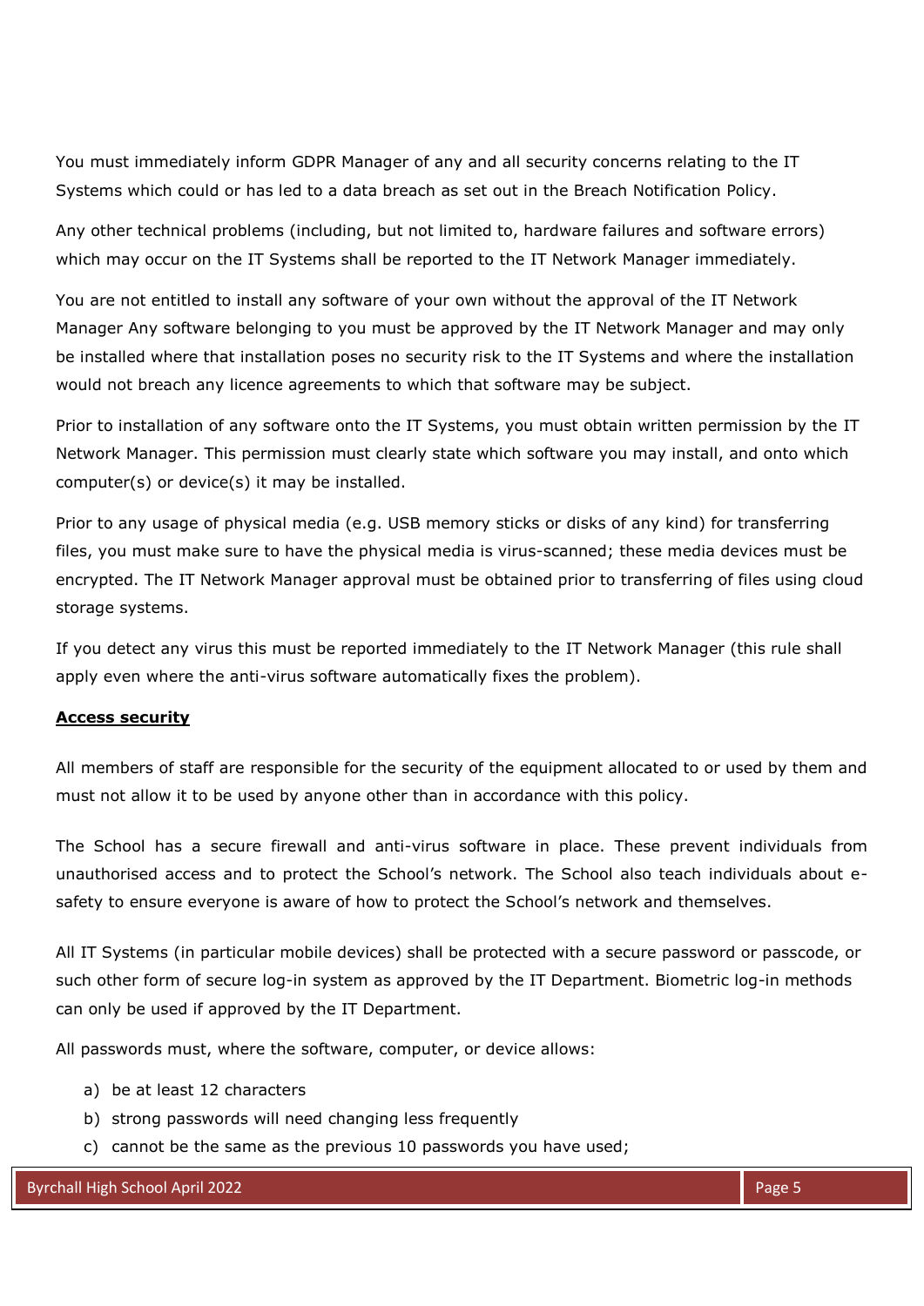You must immediately inform GDPR Manager of any and all security concerns relating to the IT Systems which could or has led to a data breach as set out in the Breach Notification Policy.

Any other technical problems (including, but not limited to, hardware failures and software errors) which may occur on the IT Systems shall be reported to the IT Network Manager immediately.

You are not entitled to install any software of your own without the approval of the IT Network Manager Any software belonging to you must be approved by the IT Network Manager and may only be installed where that installation poses no security risk to the IT Systems and where the installation would not breach any licence agreements to which that software may be subject.

Prior to installation of any software onto the IT Systems, you must obtain written permission by the IT Network Manager. This permission must clearly state which software you may install, and onto which computer(s) or device(s) it may be installed.

Prior to any usage of physical media (e.g. USB memory sticks or disks of any kind) for transferring files, you must make sure to have the physical media is virus-scanned; these media devices must be encrypted. The IT Network Manager approval must be obtained prior to transferring of files using cloud storage systems.

If you detect any virus this must be reported immediately to the IT Network Manager (this rule shall apply even where the anti-virus software automatically fixes the problem).

**Access security**

All members of staff are responsible for the security of the equipment allocated to or used by them and must not allow it to be used by anyone other than in accordance with this policy.

The School has a secure firewall and anti-virus software in place. These prevent individuals from unauthorised access and to protect the School's network. The School also teach individuals about e-safety to ensure everyone is aware of how to protect the School's network and themselves.

All IT Systems (in particular mobile devices) shall be protected with a secure password or passcode, or such other form of secure log-in system as approved by the IT Department. Biometric log-in methods can only be used if approved by the IT Department.

All passwords must, where the software, computer, or device allows:

a) be at least 12 characters
b) strong passwords will need changing less frequently
c) cannot be the same as the previous 10 passwords you have used;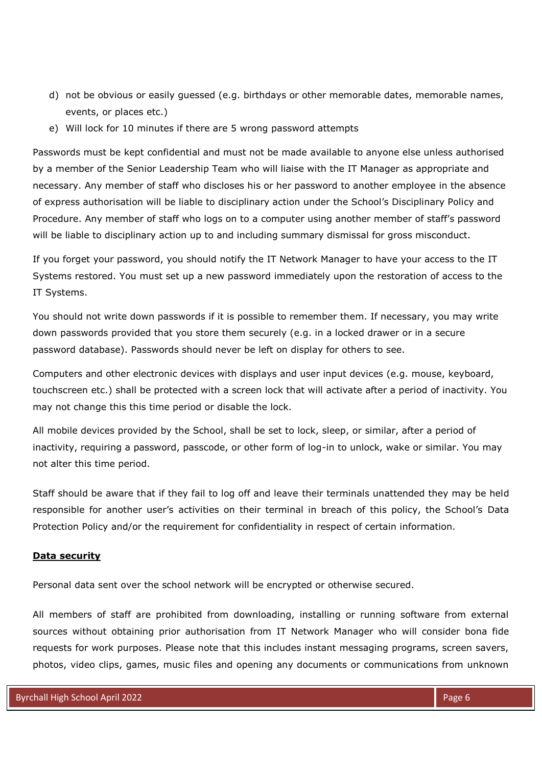d) not be obvious or easily guessed (e.g. birthdays or other memorable dates, memorable names, events, or places etc.)
e) Will lock for 10 minutes if there are 5 wrong password attempts

Passwords must be kept confidential and must not be made available to anyone else unless authorised by a member of the Senior Leadership Team who will liaise with the IT Manager as appropriate and necessary. Any member of staff who discloses his or her password to another employee in the absence of express authorisation will be liable to disciplinary action under the School's Disciplinary Policy and Procedure. Any member of staff who logs on to a computer using another member of staff's password will be liable to disciplinary action up to and including summary dismissal for gross misconduct.

If you forget your password, you should notify the IT Network Manager to have your access to the IT Systems restored. You must set up a new password immediately upon the restoration of access to the IT Systems.

You should not write down passwords if it is possible to remember them. If necessary, you may write down passwords provided that you store them securely (e.g. in a locked drawer or in a secure password database). Passwords should never be left on display for others to see.

Computers and other electronic devices with displays and user input devices (e.g. mouse, keyboard, touchscreen etc.) shall be protected with a screen lock that will activate after a period of inactivity. You may not change this this time period or disable the lock.

All mobile devices provided by the School, shall be set to lock, sleep, or similar, after a period of inactivity, requiring a password, passcode, or other form of log-in to unlock, wake or similar. You may not alter this time period.

Staff should be aware that if they fail to log off and leave their terminals unattended they may be held responsible for another user's activities on their terminal in breach of this policy, the School's Data Protection Policy and/or the requirement for confidentiality in respect of certain information.

**Data security**

Personal data sent over the school network will be encrypted or otherwise secured.

All members of staff are prohibited from downloading, installing or running software from external sources without obtaining prior authorisation from IT Network Manager who will consider bona fide requests for work purposes. Please note that this includes instant messaging programs, screen savers, photos, video clips, games, music files and opening any documents or communications from unknown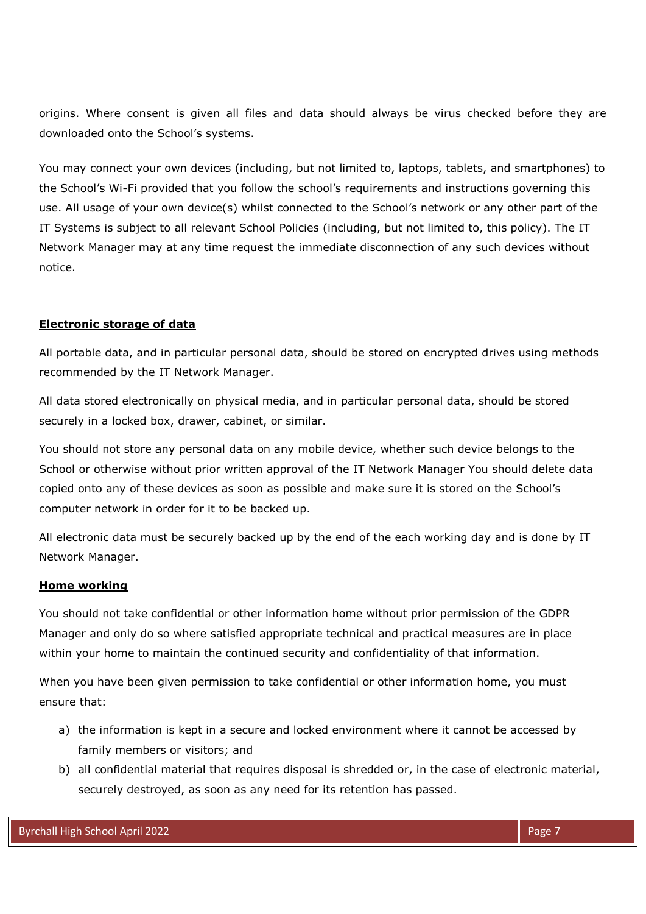origins. Where consent is given all files and data should always be virus checked before they are downloaded onto the School's systems.

You may connect your own devices (including, but not limited to, laptops, tablets, and smartphones) to the School's Wi-Fi provided that you follow the school's requirements and instructions governing this use. All usage of your own device(s) whilst connected to the School's network or any other part of the IT Systems is subject to all relevant School Policies (including, but not limited to, this policy). The IT Network Manager may at any time request the immediate disconnection of any such devices without notice.

## **Electronic storage of data**

All portable data, and in particular personal data, should be stored on encrypted drives using methods recommended by the IT Network Manager.

All data stored electronically on physical media, and in particular personal data, should be stored securely in a locked box, drawer, cabinet, or similar.

You should not store any personal data on any mobile device, whether such device belongs to the School or otherwise without prior written approval of the IT Network Manager You should delete data copied onto any of these devices as soon as possible and make sure it is stored on the School's computer network in order for it to be backed up.

All electronic data must be securely backed up by the end of the each working day and is done by IT Network Manager.

## **Home working**

You should not take confidential or other information home without prior permission of the GDPR Manager and only do so where satisfied appropriate technical and practical measures are in place within your home to maintain the continued security and confidentiality of that information.

When you have been given permission to take confidential or other information home, you must ensure that:

a) the information is kept in a secure and locked environment where it cannot be accessed by family members or visitors; and
b) all confidential material that requires disposal is shredded or, in the case of electronic material, securely destroyed, as soon as any need for its retention has passed.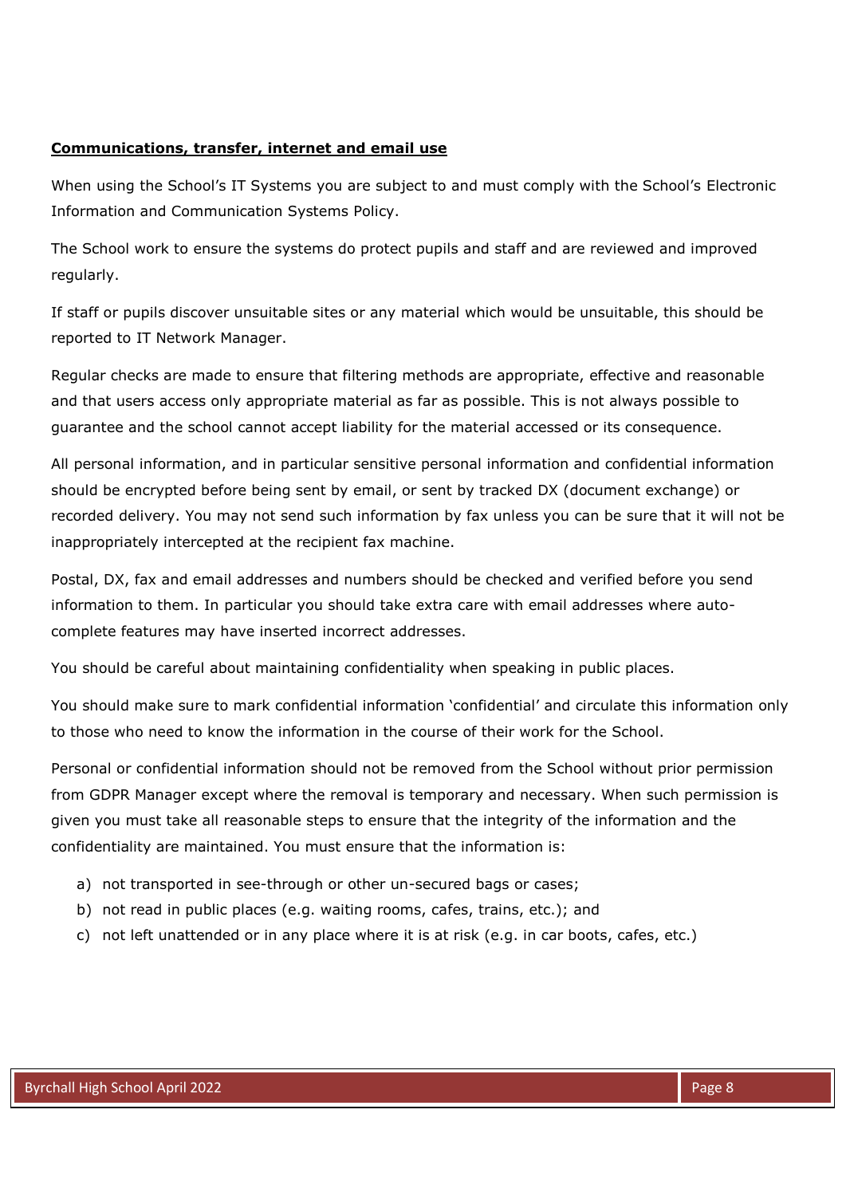**Communications, transfer, internet and email use**

When using the School's IT Systems you are subject to and must comply with the School's Electronic Information and Communication Systems Policy.

The School work to ensure the systems do protect pupils and staff and are reviewed and improved regularly.

If staff or pupils discover unsuitable sites or any material which would be unsuitable, this should be reported to IT Network Manager.

Regular checks are made to ensure that filtering methods are appropriate, effective and reasonable and that users access only appropriate material as far as possible. This is not always possible to guarantee and the school cannot accept liability for the material accessed or its consequence.

All personal information, and in particular sensitive personal information and confidential information should be encrypted before being sent by email, or sent by tracked DX (document exchange) or recorded delivery. You may not send such information by fax unless you can be sure that it will not be inappropriately intercepted at the recipient fax machine.

Postal, DX, fax and email addresses and numbers should be checked and verified before you send information to them. In particular you should take extra care with email addresses where auto-complete features may have inserted incorrect addresses.

You should be careful about maintaining confidentiality when speaking in public places.

You should make sure to mark confidential information 'confidential' and circulate this information only to those who need to know the information in the course of their work for the School.

Personal or confidential information should not be removed from the School without prior permission from GDPR Manager except where the removal is temporary and necessary. When such permission is given you must take all reasonable steps to ensure that the integrity of the information and the confidentiality are maintained. You must ensure that the information is:

a) not transported in see-through or other un-secured bags or cases;
b) not read in public places (e.g. waiting rooms, cafes, trains, etc.); and
c) not left unattended or in any place where it is at risk (e.g. in car boots, cafes, etc.)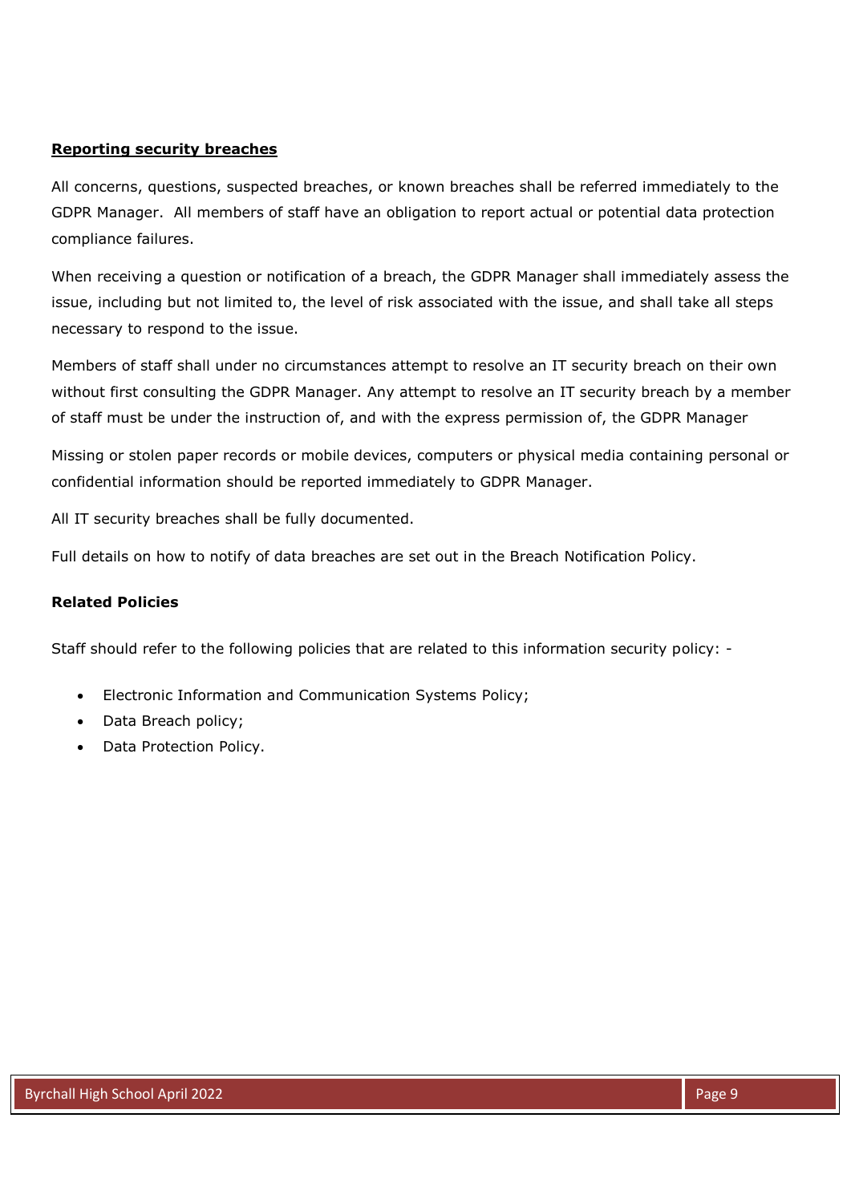**Reporting security breaches**

All concerns, questions, suspected breaches, or known breaches shall be referred immediately to the GDPR Manager.  All members of staff have an obligation to report actual or potential data protection compliance failures.

When receiving a question or notification of a breach, the GDPR Manager shall immediately assess the issue, including but not limited to, the level of risk associated with the issue, and shall take all steps necessary to respond to the issue.

Members of staff shall under no circumstances attempt to resolve an IT security breach on their own without first consulting the GDPR Manager. Any attempt to resolve an IT security breach by a member of staff must be under the instruction of, and with the express permission of, the GDPR Manager

Missing or stolen paper records or mobile devices, computers or physical media containing personal or confidential information should be reported immediately to GDPR Manager.

All IT security breaches shall be fully documented.

Full details on how to notify of data breaches are set out in the Breach Notification Policy.

**Related Policies**

Staff should refer to the following policies that are related to this information security policy: -

- Electronic Information and Communication Systems Policy;
- Data Breach policy;
- Data Protection Policy.